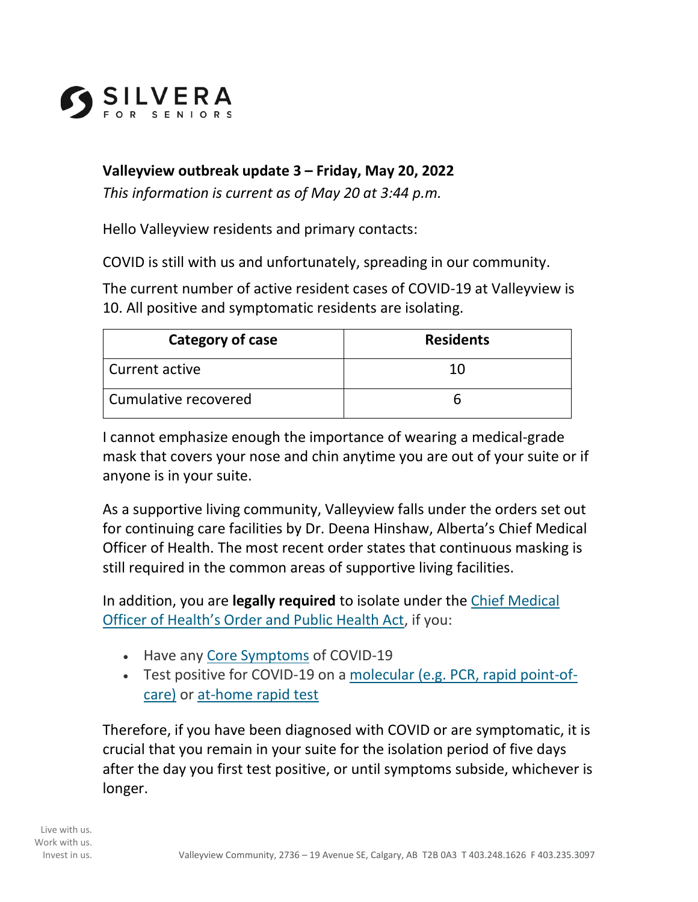SILVERA
FOR SENIORS

**Valleyview outbreak update 3 – Friday, May 20, 2022**

*This information is current as of May 20 at 3:44 p.m.*

Hello Valleyview residents and primary contacts:

COVID is still with us and unfortunately, spreading in our community.

The current number of active resident cases of COVID-19 at Valleyview is 10. All positive and symptomatic residents are isolating.

| Category of case | Residents |
|---|---|
| Current active | 10 |
| Cumulative recovered | 6 |

I cannot emphasize enough the importance of wearing a medical-grade mask that covers your nose and chin anytime you are out of your suite or if anyone is in your suite.

As a supportive living community, Valleyview falls under the orders set out for continuing care facilities by Dr. Deena Hinshaw, Alberta's Chief Medical Officer of Health. The most recent order states that continuous masking is still required in the common areas of supportive living facilities.

In addition, you are **legally required** to isolate under the Chief Medical Officer of Health's Order and Public Health Act, if you:

- Have any Core Symptoms of COVID-19
- Test positive for COVID-19 on a molecular (e.g. PCR, rapid point-of-care) or at-home rapid test

Therefore, if you have been diagnosed with COVID or are symptomatic, it is crucial that you remain in your suite for the isolation period of five days after the day you first test positive, or until symptoms subside, whichever is longer.

Live with us.
Work with us.
Invest in us.

Valleyview Community, 2736 – 19 Avenue SE, Calgary, AB T2B 0A3 T 403.248.1626 F 403.235.3097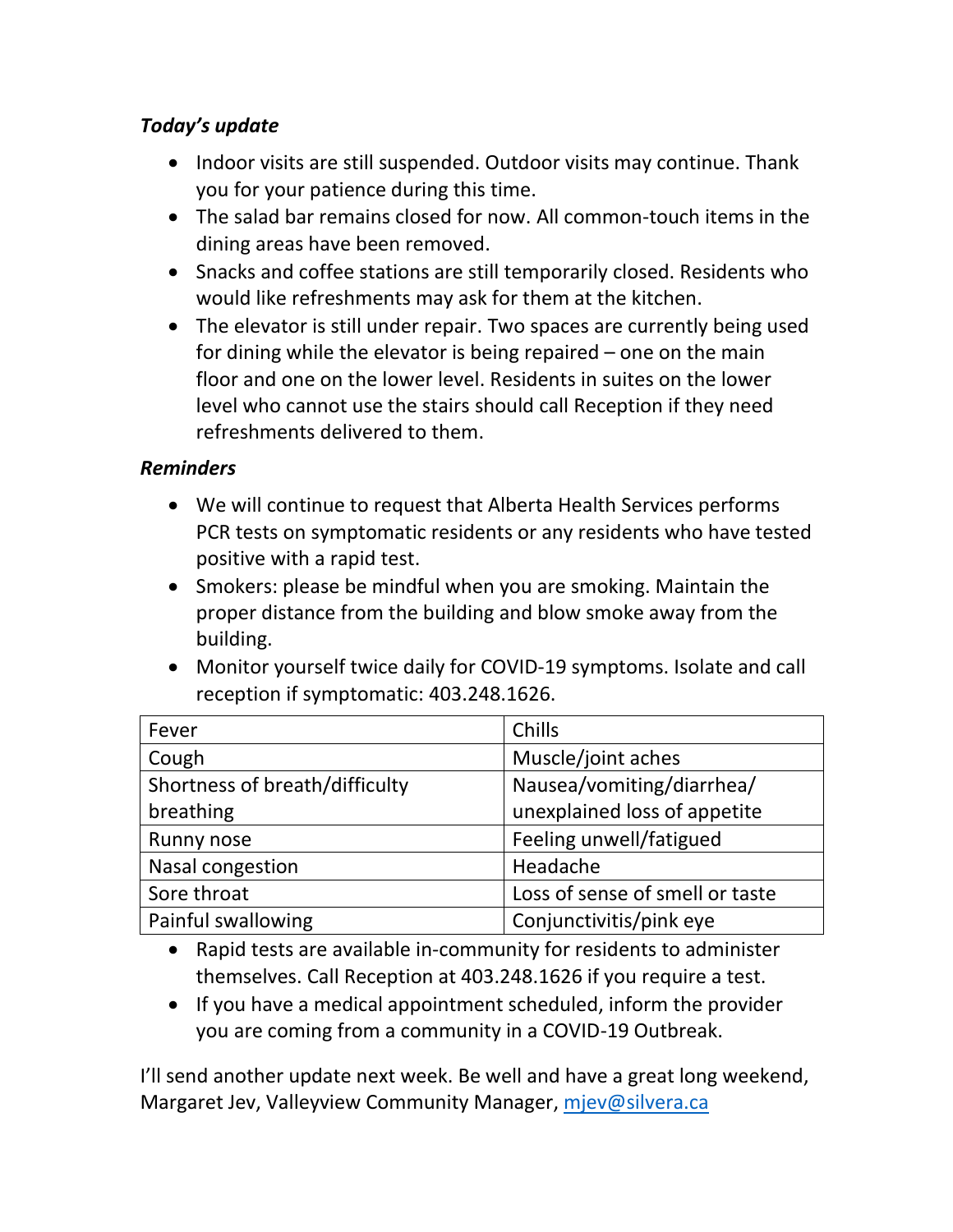***Today's update***

- Indoor visits are still suspended. Outdoor visits may continue. Thank you for your patience during this time.
- The salad bar remains closed for now. All common-touch items in the dining areas have been removed.
- Snacks and coffee stations are still temporarily closed. Residents who would like refreshments may ask for them at the kitchen.
- The elevator is still under repair. Two spaces are currently being used for dining while the elevator is being repaired – one on the main floor and one on the lower level. Residents in suites on the lower level who cannot use the stairs should call Reception if they need refreshments delivered to them.

***Reminders***

- We will continue to request that Alberta Health Services performs PCR tests on symptomatic residents or any residents who have tested positive with a rapid test.
- Smokers: please be mindful when you are smoking. Maintain the proper distance from the building and blow smoke away from the building.
- Monitor yourself twice daily for COVID-19 symptoms. Isolate and call reception if symptomatic: 403.248.1626.

| | |
|---|---|
| Fever | Chills |
| Cough | Muscle/joint aches |
| Shortness of breath/difficulty breathing | Nausea/vomiting/diarrhea/ unexplained loss of appetite |
| Runny nose | Feeling unwell/fatigued |
| Nasal congestion | Headache |
| Sore throat | Loss of sense of smell or taste |
| Painful swallowing | Conjunctivitis/pink eye |

- Rapid tests are available in-community for residents to administer themselves. Call Reception at 403.248.1626 if you require a test.
- If you have a medical appointment scheduled, inform the provider you are coming from a community in a COVID-19 Outbreak.

I'll send another update next week. Be well and have a great long weekend,
Margaret Jev, Valleyview Community Manager, mjev@silvera.ca